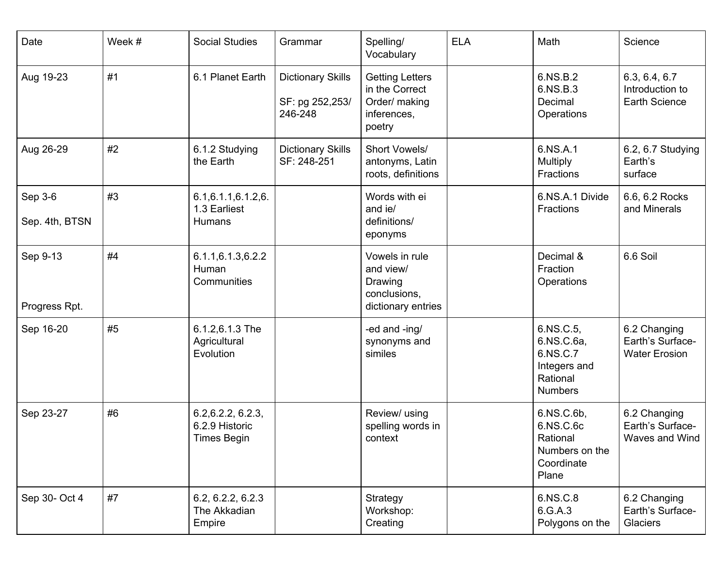| Date | Week # | Social Studies | Grammar | Spelling/ Vocabulary | ELA | Math | Science |
|---|---|---|---|---|---|---|---|
| Aug 19-23 | #1 | 6.1 Planet Earth | Dictionary Skills<br><br>SF: pg 252,253/ 246-248 | Getting Letters in the Correct Order/ making inferences, poetry | | 6.NS.B.2 6.NS.B.3 Decimal Operations | 6.3, 6.4, 6.7 Introduction to Earth Science |
| Aug 26-29 | #2 | 6.1.2 Studying the Earth | Dictionary Skills SF: 248-251 | Short Vowels/ antonyms, Latin roots, definitions | | 6.NS.A.1 Multiply Fractions | 6.2, 6.7 Studying Earth's surface |
| Sep 3-6<br><br>Sep. 4th, BTSN | #3 | 6.1,6.1.1,6.1.2,6.1.3 Earliest Humans | | Words with ei and ie/ definitions/ eponyms | | 6.NS.A.1 Divide Fractions | 6.6, 6.2 Rocks and Minerals |
| Sep 9-13<br><br>Progress Rpt. | #4 | 6.1.1,6.1.3,6.2.2 Human Communities | | Vowels in rule and view/ Drawing conclusions, dictionary entries | | Decimal & Fraction Operations | 6.6 Soil |
| Sep 16-20 | #5 | 6.1.2,6.1.3 The Agricultural Evolution | | -ed and -ing/ synonyms and similes | | 6.NS.C.5, 6.NS.C.6a, 6.NS.C.7 Integers and Rational Numbers | 6.2 Changing Earth's Surface- Water Erosion |
| Sep 23-27 | #6 | 6.2,6.2.2, 6.2.3, 6.2.9 Historic Times Begin | | Review/ using spelling words in context | | 6.NS.C.6b, 6.NS.C.6c Rational Numbers on the Coordinate Plane | 6.2 Changing Earth's Surface- Waves and Wind |
| Sep 30- Oct 4 | #7 | 6.2, 6.2.2, 6.2.3 The Akkadian Empire | | Strategy Workshop: Creating | | 6.NS.C.8 6.G.A.3 Polygons on the | 6.2 Changing Earth's Surface- Glaciers |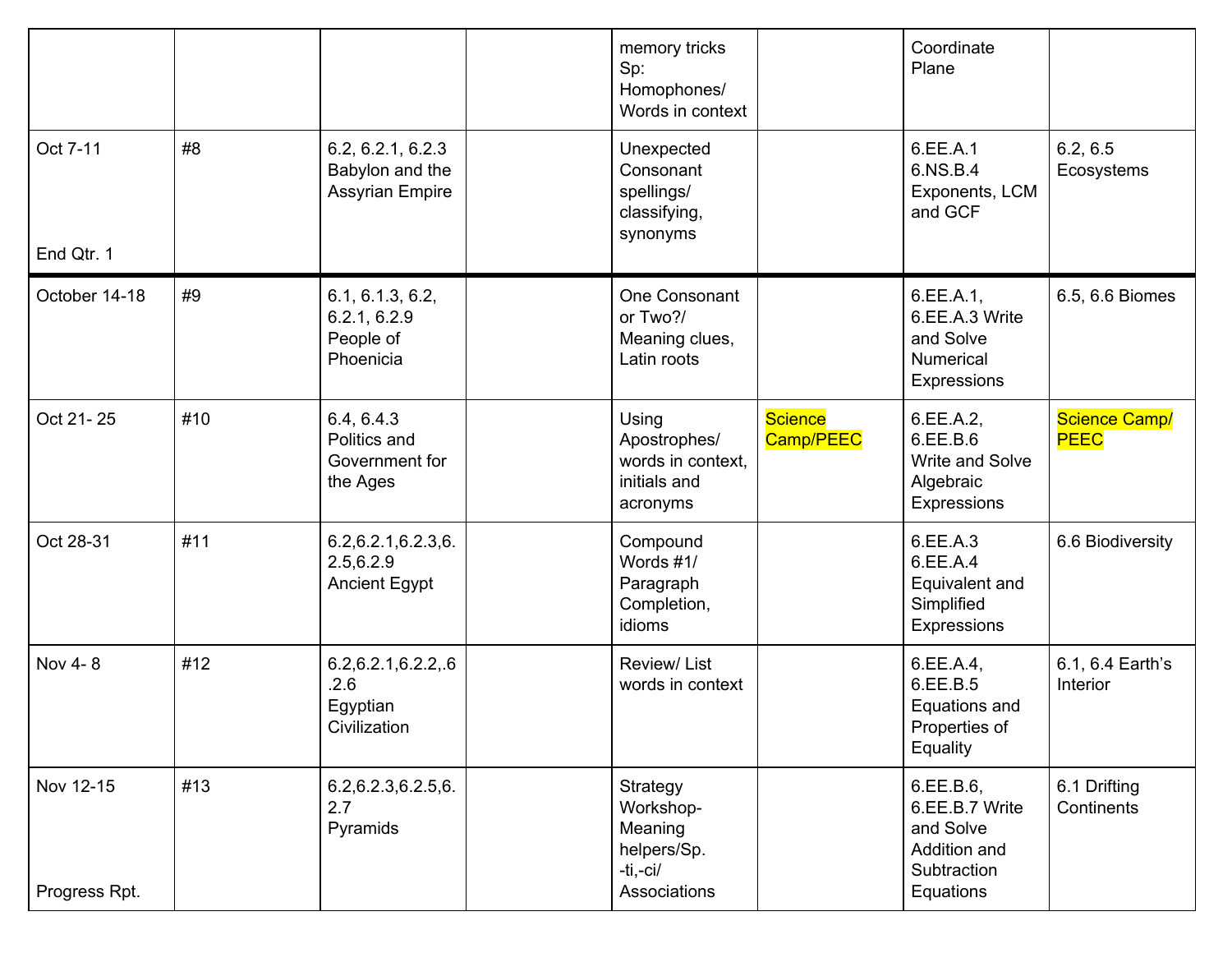|  |  |  |  |  |  |  |  |
|---|---|---|---|---|---|---|---|
|  |  |  |  | memory tricks Sp: Homophones/ Words in context |  | Coordinate Plane |  |
| Oct 7-11<br><br>End Qtr. 1 | #8 | 6.2, 6.2.1, 6.2.3 Babylon and the Assyrian Empire |  | Unexpected Consonant spellings/ classifying, synonyms |  | 6.EE.A.1 6.NS.B.4 Exponents, LCM and GCF | 6.2, 6.5 Ecosystems |
| October 14-18 | #9 | 6.1, 6.1.3, 6.2, 6.2.1, 6.2.9 People of Phoenicia |  | One Consonant or Two?/ Meaning clues, Latin roots |  | 6.EE.A.1, 6.EE.A.3 Write and Solve Numerical Expressions | 6.5, 6.6 Biomes |
| Oct 21- 25 | #10 | 6.4, 6.4.3 Politics and Government for the Ages |  | Using Apostrophes/ words in context, initials and acronyms | Science Camp/PEEC | 6.EE.A.2, 6.EE.B.6 Write and Solve Algebraic Expressions | Science Camp/ PEEC |
| Oct 28-31 | #11 | 6.2,6.2.1,6.2.3,6.2.5,6.2.9 Ancient Egypt |  | Compound Words #1/ Paragraph Completion, idioms |  | 6.EE.A.3 6.EE.A.4 Equivalent and Simplified Expressions | 6.6 Biodiversity |
| Nov 4- 8 | #12 | 6.2,6.2.1,6.2.2,.6.2.6 Egyptian Civilization |  | Review/ List words in context |  | 6.EE.A.4, 6.EE.B.5 Equations and Properties of Equality | 6.1, 6.4 Earth's Interior |
| Nov 12-15<br><br>Progress Rpt. | #13 | 6.2,6.2.3,6.2.5,6.2.7 Pyramids |  | Strategy Workshop- Meaning helpers/Sp. -ti,-ci/ Associations |  | 6.EE.B.6, 6.EE.B.7 Write and Solve Addition and Subtraction Equations | 6.1 Drifting Continents |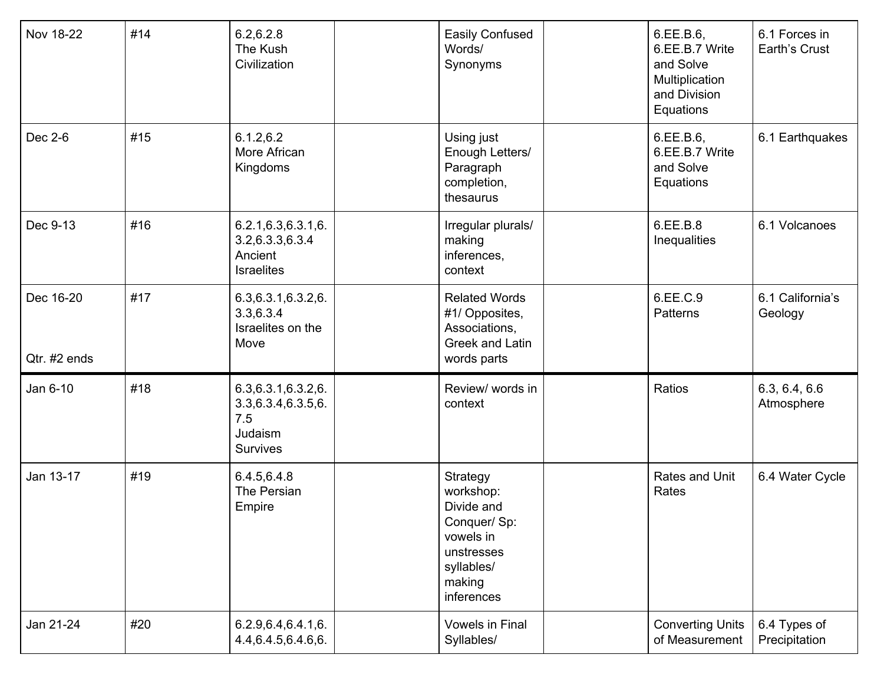| | | | | | | | |
|---|---|---|---|---|---|---|---|
| Nov 18-22 | #14 | 6.2,6.2.8 The Kush Civilization | | Easily Confused Words/ Synonyms | | 6.EE.B.6, 6.EE.B.7 Write and Solve Multiplication and Division Equations | 6.1 Forces in Earth's Crust |
| Dec 2-6 | #15 | 6.1.2,6.2 More African Kingdoms | | Using just Enough Letters/ Paragraph completion, thesaurus | | 6.EE.B.6, 6.EE.B.7 Write and Solve Equations | 6.1 Earthquakes |
| Dec 9-13 | #16 | 6.2.1,6.3,6.3.1,6.3.2,6.3.3,6.3.4 Ancient Israelites | | Irregular plurals/ making inferences, context | | 6.EE.B.8 Inequalities | 6.1 Volcanoes |
| Dec 16-20<br><br>Qtr. #2 ends | #17 | 6.3,6.3.1,6.3.2,6.3.3,6.3.4 Israelites on the Move | | Related Words #1/ Opposites, Associations, Greek and Latin words parts | | 6.EE.C.9 Patterns | 6.1 California's Geology |
| Jan 6-10 | #18 | 6.3,6.3.1,6.3.2,6.3.3,6.3.4,6.3.5,6.7.5 Judaism Survives | | Review/ words in context | | Ratios | 6.3, 6.4, 6.6 Atmosphere |
| Jan 13-17 | #19 | 6.4.5,6.4.8 The Persian Empire | | Strategy workshop: Divide and Conquer/ Sp: vowels in unstresses syllables/ making inferences | | Rates and Unit Rates | 6.4 Water Cycle |
| Jan 21-24 | #20 | 6.2.9,6.4,6.4.1,6.4.4,6.4.5,6.4.6,6. | | Vowels in Final Syllables/ | | Converting Units of Measurement | 6.4 Types of Precipitation |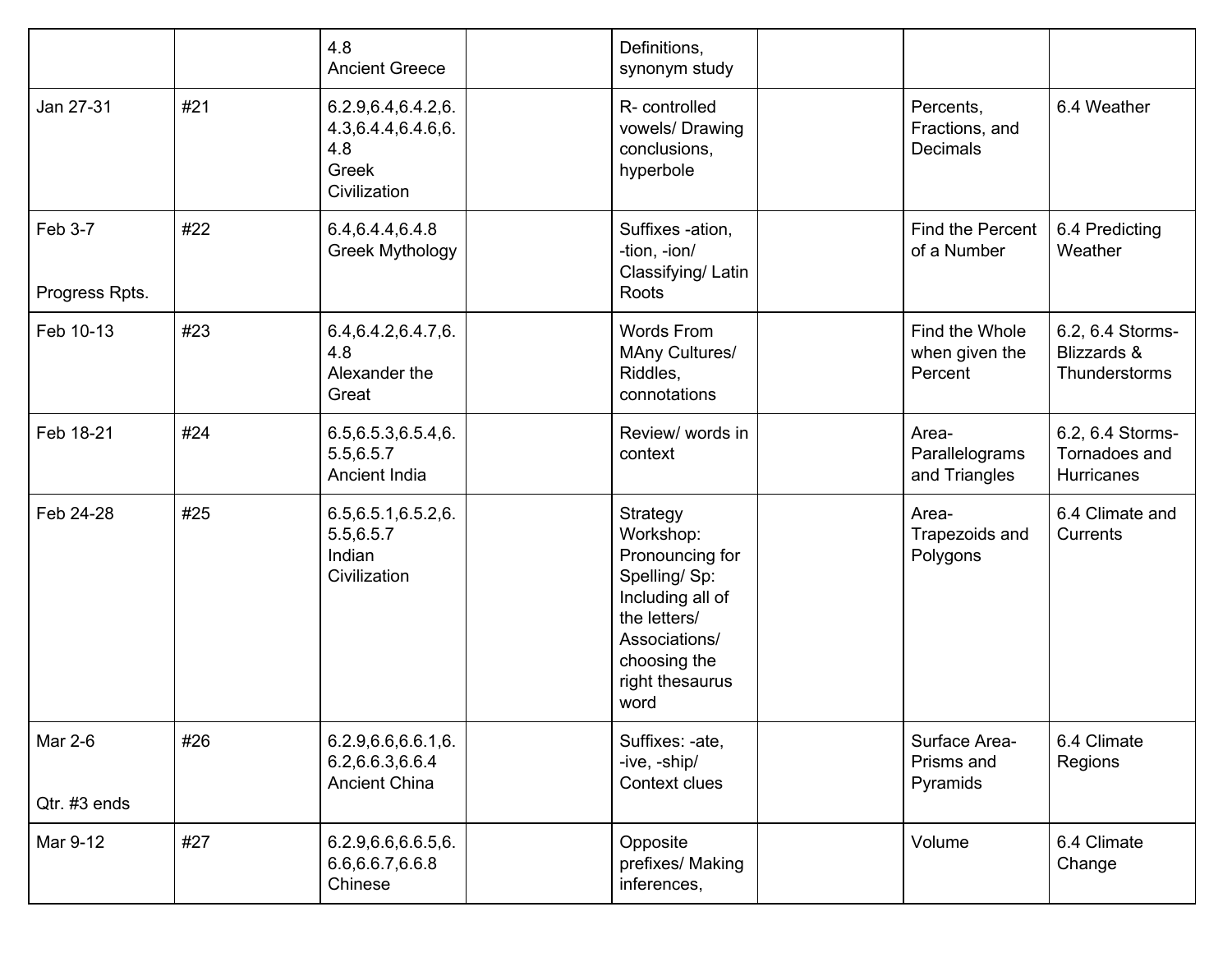| | | | | | | | |
|---|---|---|---|---|---|---|---|
| | | 4.8 Ancient Greece | | Definitions, synonym study | | | |
| Jan 27-31 | #21 | 6.2.9,6.4,6.4.2,6.4.3,6.4.4,6.4.6,6.4.8 Greek Civilization | | R- controlled vowels/ Drawing conclusions, hyperbole | | Percents, Fractions, and Decimals | 6.4 Weather |
| Feb 3-7<br><br>Progress Rpts. | #22 | 6.4,6.4.4,6.4.8 Greek Mythology | | Suffixes -ation, -tion, -ion/ Classifying/ Latin Roots | | Find the Percent of a Number | 6.4 Predicting Weather |
| Feb 10-13 | #23 | 6.4,6.4.2,6.4.7,6.4.8 Alexander the Great | | Words From MAny Cultures/ Riddles, connotations | | Find the Whole when given the Percent | 6.2, 6.4 Storms- Blizzards & Thunderstorms |
| Feb 18-21 | #24 | 6.5,6.5.3,6.5.4,6.5.5,6.5.7 Ancient India | | Review/ words in context | | Area- Parallelograms and Triangles | 6.2, 6.4 Storms- Tornadoes and Hurricanes |
| Feb 24-28 | #25 | 6.5,6.5.1,6.5.2,6.5.5,6.5.7 Indian Civilization | | Strategy Workshop: Pronouncing for Spelling/ Sp: Including all of the letters/ Associations/ choosing the right thesaurus word | | Area- Trapezoids and Polygons | 6.4 Climate and Currents |
| Mar 2-6<br><br>Qtr. #3 ends | #26 | 6.2.9,6.6,6.6.1,6.6.2,6.6.3,6.6.4 Ancient China | | Suffixes: -ate, -ive, -ship/ Context clues | | Surface Area- Prisms and Pyramids | 6.4 Climate Regions |
| Mar 9-12 | #27 | 6.2.9,6.6,6.6.5,6.6.6,6.6.7,6.6.8 Chinese | | Opposite prefixes/ Making inferences, | | Volume | 6.4 Climate Change |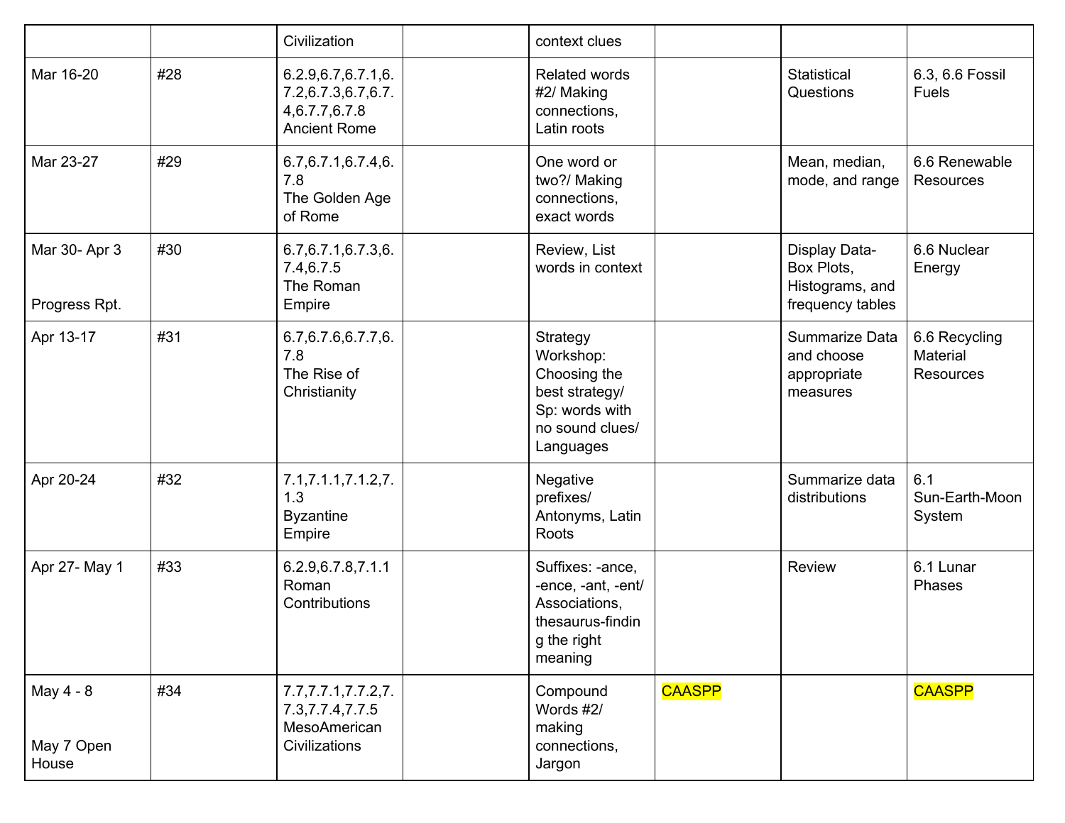| | | Civilization | | context clues | | | |
|---|---|---|---|---|---|---|---|
| Mar 16-20 | #28 | 6.2.9,6.7,6.7.1,6.7.2,6.7.3,6.7,6.7.4,6.7.7,6.7.8 Ancient Rome | | Related words #2/ Making connections, Latin roots | | Statistical Questions | 6.3, 6.6 Fossil Fuels |
| Mar 23-27 | #29 | 6.7,6.7.1,6.7.4,6.7.8 The Golden Age of Rome | | One word or two?/ Making connections, exact words | | Mean, median, mode, and range | 6.6 Renewable Resources |
| Mar 30- Apr 3<br><br>Progress Rpt. | #30 | 6.7,6.7.1,6.7.3,6.7.4,6.7.5 The Roman Empire | | Review, List words in context | | Display Data- Box Plots, Histograms, and frequency tables | 6.6 Nuclear Energy |
| Apr 13-17 | #31 | 6.7,6.7.6,6.7.7,6.7.8 The Rise of Christianity | | Strategy Workshop: Choosing the best strategy/ Sp: words with no sound clues/ Languages | | Summarize Data and choose appropriate measures | 6.6 Recycling Material Resources |
| Apr 20-24 | #32 | 7.1,7.1.1,7.1.2,7.1.3 Byzantine Empire | | Negative prefixes/ Antonyms, Latin Roots | | Summarize data distributions | 6.1 Sun-Earth-Moon System |
| Apr 27- May 1 | #33 | 6.2.9,6.7.8,7.1.1 Roman Contributions | | Suffixes: -ance, -ence, -ant, -ent/ Associations, thesaurus-finding the right meaning | | Review | 6.1 Lunar Phases |
| May 4 - 8<br><br>May 7 Open House | #34 | 7.7,7.7.1,7.7.2,7.7.3,7.7.4,7.7.5 MesoAmerican Civilizations | | Compound Words #2/ making connections, Jargon | CAASPP | | CAASPP |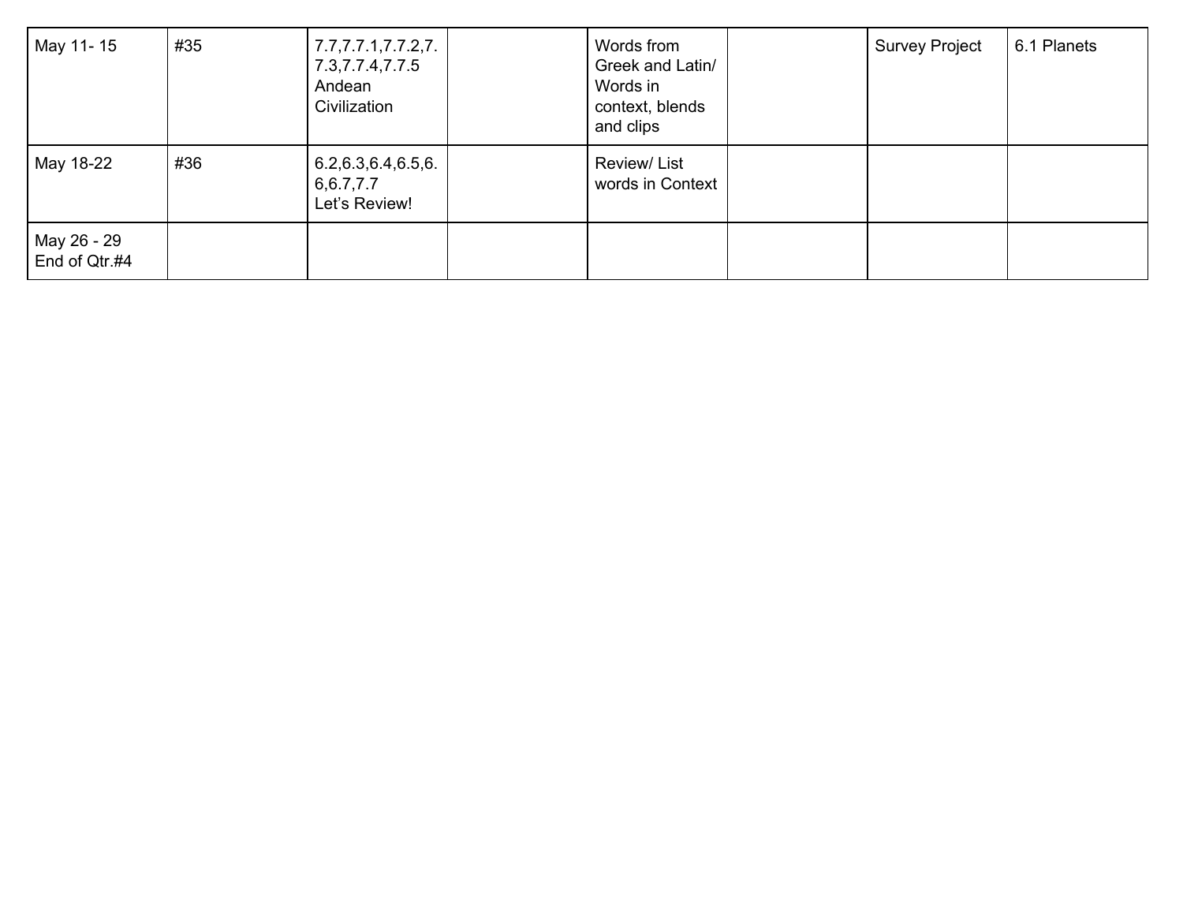| | | | | | | | |
|---|---|---|---|---|---|---|---|
| May 11- 15 | #35 | 7.7,7.7.1,7.7.2,7.7.3,7.7.4,7.7.5 Andean Civilization | | Words from Greek and Latin/ Words in context, blends and clips | | Survey Project | 6.1 Planets |
| May 18-22 | #36 | 6.2,6.3,6.4,6.5,6.6,6.7,7.7 Let's Review! | | Review/ List words in Context | | | |
| May 26 - 29 End of Qtr.#4 | | | | | | | |